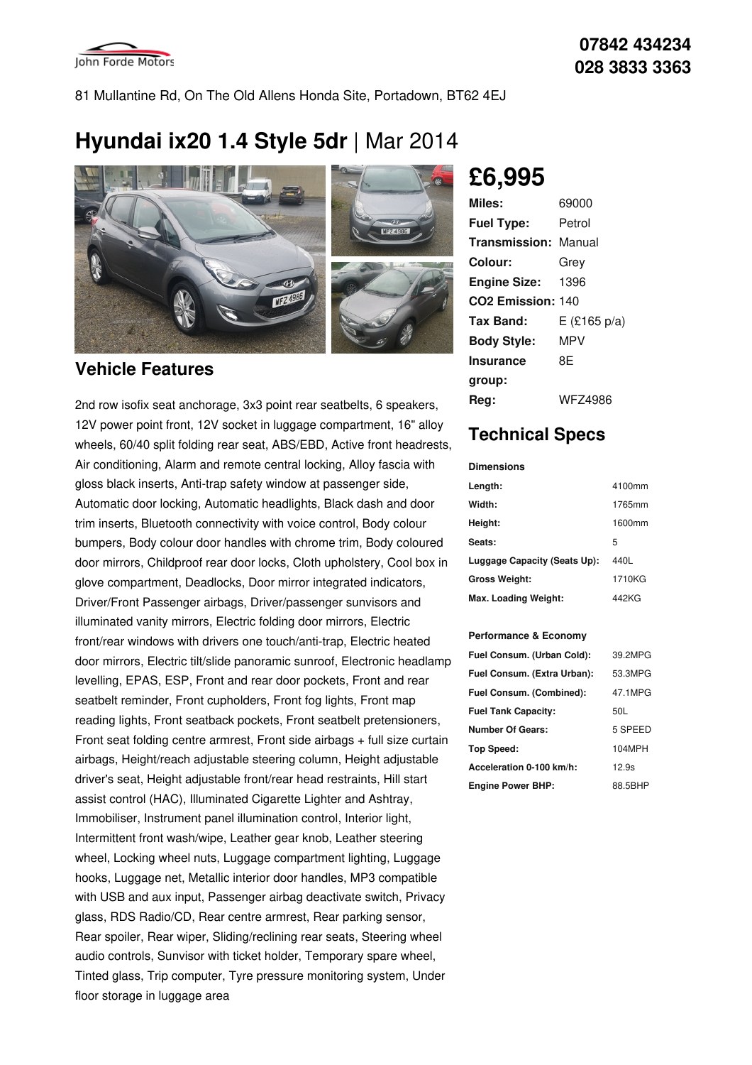John Forde Motors

**07842 434234**
**028 3833 3363**

81 Mullantine Rd, On The Old Allens Honda Site, Portadown, BT62 4EJ

# Hyundai ix20 1.4 Style 5dr | Mar 2014

## £6,995

| | |
|---|---|
| **Miles:** | 69000 |
| **Fuel Type:** | Petrol |
| **Transmission:** | Manual |
| **Colour:** | Grey |
| **Engine Size:** | 1396 |
| **CO2 Emission:** | 140 |
| **Tax Band:** | E (£165 p/a) |
| **Body Style:** | MPV |
| **Insurance group:** | 8E |
| **Reg:** | WFZ4986 |

## Vehicle Features

2nd row isofix seat anchorage, 3x3 point rear seatbelts, 6 speakers, 12V power point front, 12V socket in luggage compartment, 16" alloy wheels, 60/40 split folding rear seat, ABS/EBD, Active front headrests, Air conditioning, Alarm and remote central locking, Alloy fascia with gloss black inserts, Anti-trap safety window at passenger side, Automatic door locking, Automatic headlights, Black dash and door trim inserts, Bluetooth connectivity with voice control, Body colour bumpers, Body colour door handles with chrome trim, Body coloured door mirrors, Childproof rear door locks, Cloth upholstery, Cool box in glove compartment, Deadlocks, Door mirror integrated indicators, Driver/Front Passenger airbags, Driver/passenger sunvisors and illuminated vanity mirrors, Electric folding door mirrors, Electric front/rear windows with drivers one touch/anti-trap, Electric heated door mirrors, Electric tilt/slide panoramic sunroof, Electronic headlamp levelling, EPAS, ESP, Front and rear door pockets, Front and rear seatbelt reminder, Front cupholders, Front fog lights, Front map reading lights, Front seatback pockets, Front seatbelt pretensioners, Front seat folding centre armrest, Front side airbags + full size curtain airbags, Height/reach adjustable steering column, Height adjustable driver's seat, Height adjustable front/rear head restraints, Hill start assist control (HAC), Illuminated Cigarette Lighter and Ashtray, Immobiliser, Instrument panel illumination control, Interior light, Intermittent front wash/wipe, Leather gear knob, Leather steering wheel, Locking wheel nuts, Luggage compartment lighting, Luggage hooks, Luggage net, Metallic interior door handles, MP3 compatible with USB and aux input, Passenger airbag deactivate switch, Privacy glass, RDS Radio/CD, Rear centre armrest, Rear parking sensor, Rear spoiler, Rear wiper, Sliding/reclining rear seats, Steering wheel audio controls, Sunvisor with ticket holder, Temporary spare wheel, Tinted glass, Trip computer, Tyre pressure monitoring system, Under floor storage in luggage area

## Technical Specs

**Dimensions**

| | |
|---|---|
| **Length:** | 4100mm |
| **Width:** | 1765mm |
| **Height:** | 1600mm |
| **Seats:** | 5 |
| **Luggage Capacity (Seats Up):** | 440L |
| **Gross Weight:** | 1710KG |
| **Max. Loading Weight:** | 442KG |

**Performance & Economy**

| | |
|---|---|
| **Fuel Consum. (Urban Cold):** | 39.2MPG |
| **Fuel Consum. (Extra Urban):** | 53.3MPG |
| **Fuel Consum. (Combined):** | 47.1MPG |
| **Fuel Tank Capacity:** | 50L |
| **Number Of Gears:** | 5 SPEED |
| **Top Speed:** | 104MPH |
| **Acceleration 0-100 km/h:** | 12.9s |
| **Engine Power BHP:** | 88.5BHP |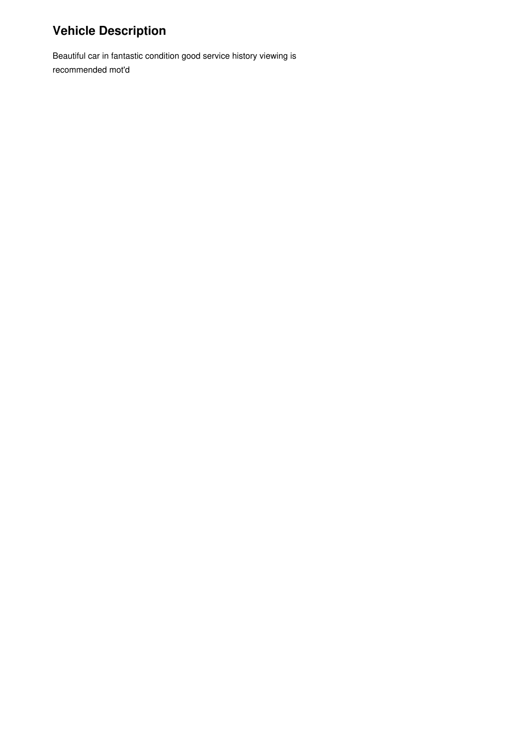## Vehicle Description

Beautiful car in fantastic condition good service history viewing is recommended mot'd